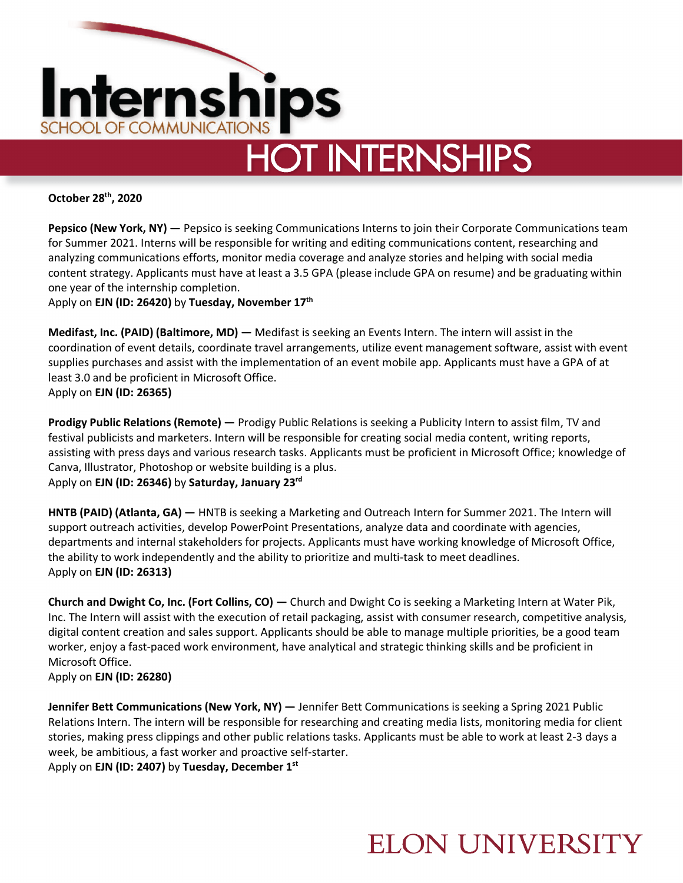# Internships
SCHOOL OF COMMUNICATIONS

# HOT INTERNSHIPS

**October 28th, 2020**

**Pepsico (New York, NY) —** Pepsico is seeking Communications Interns to join their Corporate Communications team for Summer 2021. Interns will be responsible for writing and editing communications content, researching and analyzing communications efforts, monitor media coverage and analyze stories and helping with social media content strategy. Applicants must have at least a 3.5 GPA (please include GPA on resume) and be graduating within one year of the internship completion.
Apply on **EJN (ID: 26420)** by **Tuesday, November 17th**

**Medifast, Inc. (PAID) (Baltimore, MD) —** Medifast is seeking an Events Intern. The intern will assist in the coordination of event details, coordinate travel arrangements, utilize event management software, assist with event supplies purchases and assist with the implementation of an event mobile app. Applicants must have a GPA of at least 3.0 and be proficient in Microsoft Office.
Apply on **EJN (ID: 26365)**

**Prodigy Public Relations (Remote) —** Prodigy Public Relations is seeking a Publicity Intern to assist film, TV and festival publicists and marketers. Intern will be responsible for creating social media content, writing reports, assisting with press days and various research tasks. Applicants must be proficient in Microsoft Office; knowledge of Canva, Illustrator, Photoshop or website building is a plus.
Apply on **EJN (ID: 26346)** by **Saturday, January 23rd**

**HNTB (PAID) (Atlanta, GA) —** HNTB is seeking a Marketing and Outreach Intern for Summer 2021. The Intern will support outreach activities, develop PowerPoint Presentations, analyze data and coordinate with agencies, departments and internal stakeholders for projects. Applicants must have working knowledge of Microsoft Office, the ability to work independently and the ability to prioritize and multi-task to meet deadlines.
Apply on **EJN (ID: 26313)**

**Church and Dwight Co, Inc. (Fort Collins, CO) —** Church and Dwight Co is seeking a Marketing Intern at Water Pik, Inc. The Intern will assist with the execution of retail packaging, assist with consumer research, competitive analysis, digital content creation and sales support. Applicants should be able to manage multiple priorities, be a good team worker, enjoy a fast-paced work environment, have analytical and strategic thinking skills and be proficient in Microsoft Office.
Apply on **EJN (ID: 26280)**

**Jennifer Bett Communications (New York, NY) —** Jennifer Bett Communications is seeking a Spring 2021 Public Relations Intern. The intern will be responsible for researching and creating media lists, monitoring media for client stories, making press clippings and other public relations tasks. Applicants must be able to work at least 2-3 days a week, be ambitious, a fast worker and proactive self-starter.
Apply on **EJN (ID: 2407)** by **Tuesday, December 1st**

ELON UNIVERSITY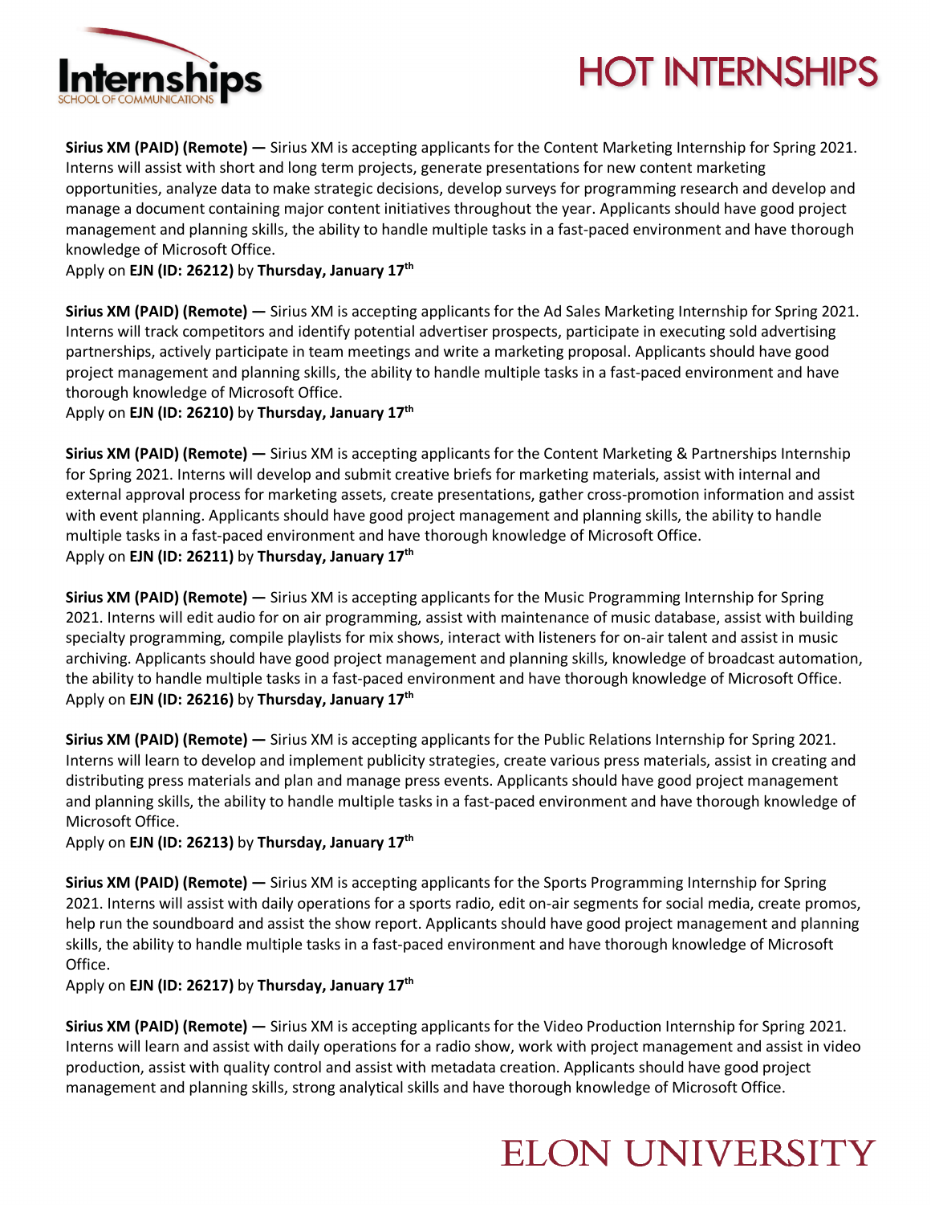**Sirius XM (PAID) (Remote) —** Sirius XM is accepting applicants for the Content Marketing Internship for Spring 2021. Interns will assist with short and long term projects, generate presentations for new content marketing opportunities, analyze data to make strategic decisions, develop surveys for programming research and develop and manage a document containing major content initiatives throughout the year. Applicants should have good project management and planning skills, the ability to handle multiple tasks in a fast-paced environment and have thorough knowledge of Microsoft Office.
Apply on **EJN (ID: 26212)** by **Thursday, January 17th**

**Sirius XM (PAID) (Remote) —** Sirius XM is accepting applicants for the Ad Sales Marketing Internship for Spring 2021. Interns will track competitors and identify potential advertiser prospects, participate in executing sold advertising partnerships, actively participate in team meetings and write a marketing proposal. Applicants should have good project management and planning skills, the ability to handle multiple tasks in a fast-paced environment and have thorough knowledge of Microsoft Office.
Apply on **EJN (ID: 26210)** by **Thursday, January 17th**

**Sirius XM (PAID) (Remote) —** Sirius XM is accepting applicants for the Content Marketing & Partnerships Internship for Spring 2021. Interns will develop and submit creative briefs for marketing materials, assist with internal and external approval process for marketing assets, create presentations, gather cross-promotion information and assist with event planning. Applicants should have good project management and planning skills, the ability to handle multiple tasks in a fast-paced environment and have thorough knowledge of Microsoft Office.
Apply on **EJN (ID: 26211)** by **Thursday, January 17th**

**Sirius XM (PAID) (Remote) —** Sirius XM is accepting applicants for the Music Programming Internship for Spring 2021. Interns will edit audio for on air programming, assist with maintenance of music database, assist with building specialty programming, compile playlists for mix shows, interact with listeners for on-air talent and assist in music archiving. Applicants should have good project management and planning skills, knowledge of broadcast automation, the ability to handle multiple tasks in a fast-paced environment and have thorough knowledge of Microsoft Office.
Apply on **EJN (ID: 26216)** by **Thursday, January 17th**

**Sirius XM (PAID) (Remote) —** Sirius XM is accepting applicants for the Public Relations Internship for Spring 2021. Interns will learn to develop and implement publicity strategies, create various press materials, assist in creating and distributing press materials and plan and manage press events. Applicants should have good project management and planning skills, the ability to handle multiple tasks in a fast-paced environment and have thorough knowledge of Microsoft Office.
Apply on **EJN (ID: 26213)** by **Thursday, January 17th**

**Sirius XM (PAID) (Remote) —** Sirius XM is accepting applicants for the Sports Programming Internship for Spring 2021. Interns will assist with daily operations for a sports radio, edit on-air segments for social media, create promos, help run the soundboard and assist the show report. Applicants should have good project management and planning skills, the ability to handle multiple tasks in a fast-paced environment and have thorough knowledge of Microsoft Office.
Apply on **EJN (ID: 26217)** by **Thursday, January 17th**

**Sirius XM (PAID) (Remote) —** Sirius XM is accepting applicants for the Video Production Internship for Spring 2021. Interns will learn and assist with daily operations for a radio show, work with project management and assist in video production, assist with quality control and assist with metadata creation. Applicants should have good project management and planning skills, strong analytical skills and have thorough knowledge of Microsoft Office.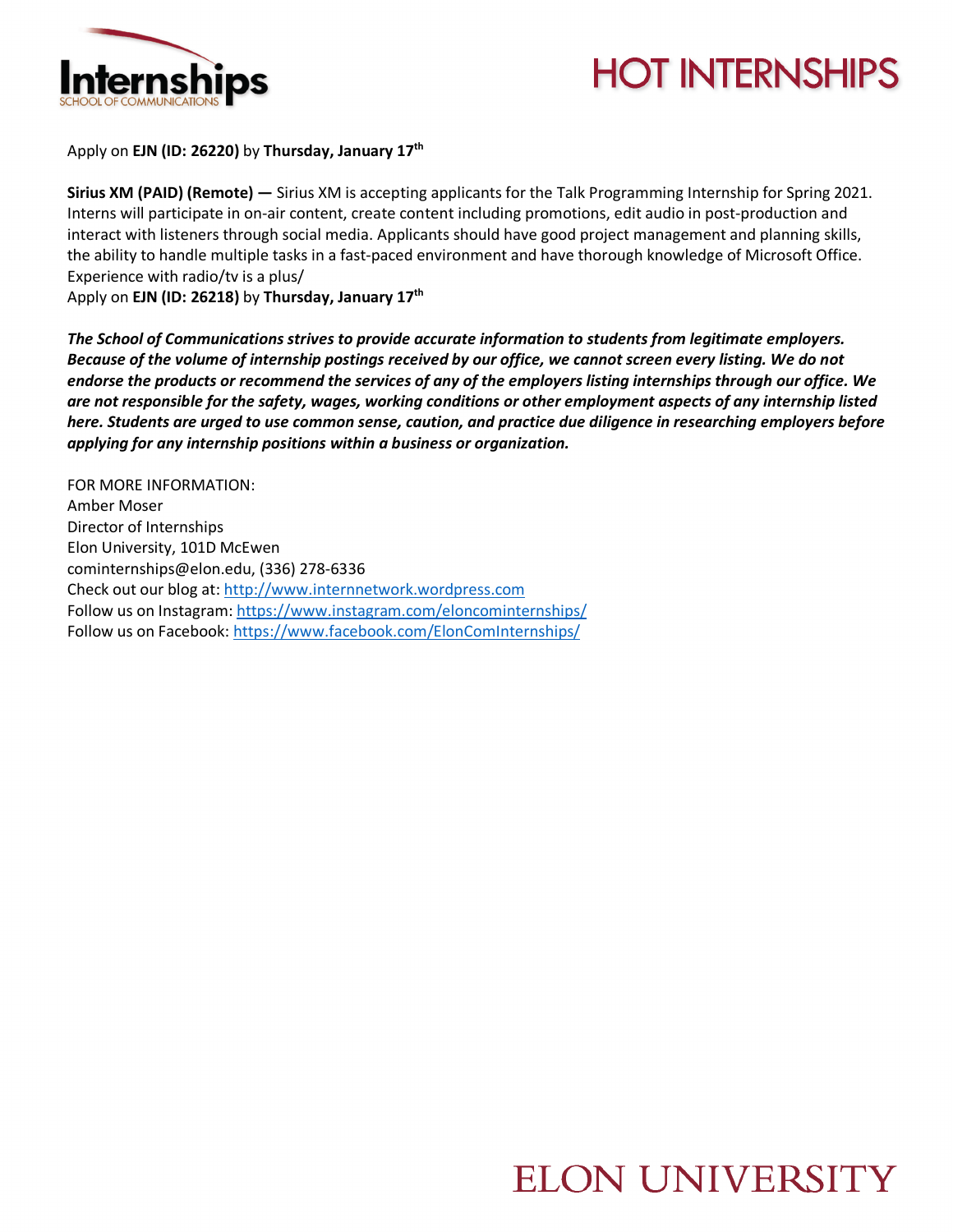Apply on **EJN (ID: 26220)** by **Thursday, January 17th**

**Sirius XM (PAID) (Remote) —** Sirius XM is accepting applicants for the Talk Programming Internship for Spring 2021. Interns will participate in on-air content, create content including promotions, edit audio in post-production and interact with listeners through social media. Applicants should have good project management and planning skills, the ability to handle multiple tasks in a fast-paced environment and have thorough knowledge of Microsoft Office. Experience with radio/tv is a plus/
Apply on **EJN (ID: 26218)** by **Thursday, January 17th**

***The School of Communications strives to provide accurate information to students from legitimate employers. Because of the volume of internship postings received by our office, we cannot screen every listing. We do not endorse the products or recommend the services of any of the employers listing internships through our office. We are not responsible for the safety, wages, working conditions or other employment aspects of any internship listed here. Students are urged to use common sense, caution, and practice due diligence in researching employers before applying for any internship positions within a business or organization.***

FOR MORE INFORMATION:
Amber Moser
Director of Internships
Elon University, 101D McEwen
cominternships@elon.edu, (336) 278-6336
Check out our blog at: http://www.internnetwork.wordpress.com
Follow us on Instagram: https://www.instagram.com/eloncominternships/
Follow us on Facebook: https://www.facebook.com/ElonComInternships/